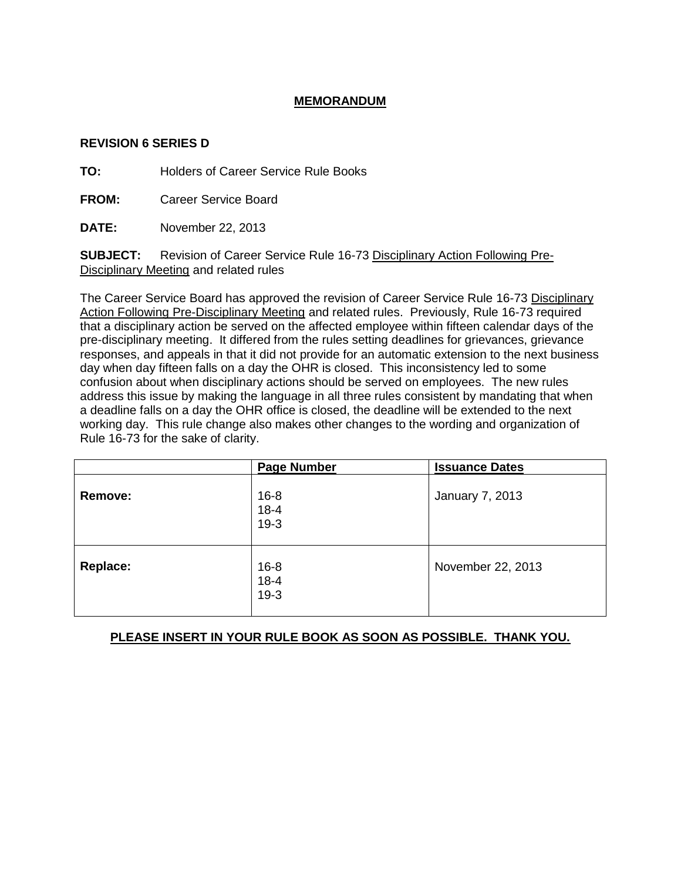# MEMORANDUM

**REVISION 6 SERIES D**

**TO:** Holders of Career Service Rule Books

**FROM:** Career Service Board

**DATE:** November 22, 2013

**SUBJECT:** Revision of Career Service Rule 16-73 Disciplinary Action Following Pre-Disciplinary Meeting and related rules

The Career Service Board has approved the revision of Career Service Rule 16-73 Disciplinary Action Following Pre-Disciplinary Meeting and related rules. Previously, Rule 16-73 required that a disciplinary action be served on the affected employee within fifteen calendar days of the pre-disciplinary meeting. It differed from the rules setting deadlines for grievances, grievance responses, and appeals in that it did not provide for an automatic extension to the next business day when day fifteen falls on a day the OHR is closed. This inconsistency led to some confusion about when disciplinary actions should be served on employees. The new rules address this issue by making the language in all three rules consistent by mandating that when a deadline falls on a day the OHR office is closed, the deadline will be extended to the next working day. This rule change also makes other changes to the wording and organization of Rule 16-73 for the sake of clarity.

| | Page Number | Issuance Dates |
|---|---|---|
| **Remove:** | 16-8<br>18-4<br>19-3 | January 7, 2013 |
| **Replace:** | 16-8<br>18-4<br>19-3 | November 22, 2013 |

**PLEASE INSERT IN YOUR RULE BOOK AS SOON AS POSSIBLE. THANK YOU.**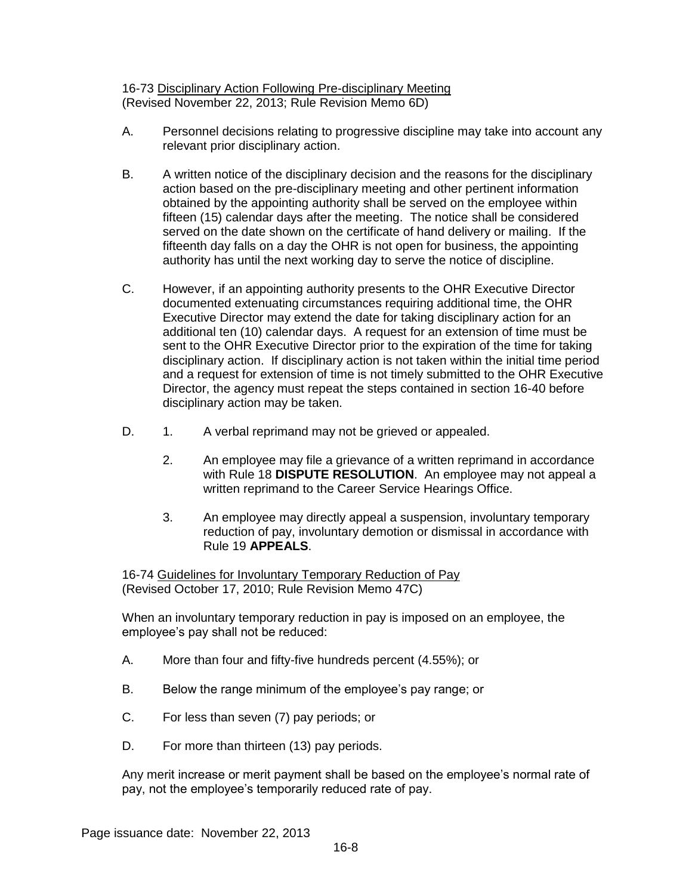16-73 <u>Disciplinary Action Following Pre-disciplinary Meeting</u>
(Revised November 22, 2013; Rule Revision Memo 6D)

A. Personnel decisions relating to progressive discipline may take into account any relevant prior disciplinary action.

B. A written notice of the disciplinary decision and the reasons for the disciplinary action based on the pre-disciplinary meeting and other pertinent information obtained by the appointing authority shall be served on the employee within fifteen (15) calendar days after the meeting. The notice shall be considered served on the date shown on the certificate of hand delivery or mailing. If the fifteenth day falls on a day the OHR is not open for business, the appointing authority has until the next working day to serve the notice of discipline.

C. However, if an appointing authority presents to the OHR Executive Director documented extenuating circumstances requiring additional time, the OHR Executive Director may extend the date for taking disciplinary action for an additional ten (10) calendar days. A request for an extension of time must be sent to the OHR Executive Director prior to the expiration of the time for taking disciplinary action. If disciplinary action is not taken within the initial time period and a request for extension of time is not timely submitted to the OHR Executive Director, the agency must repeat the steps contained in section 16-40 before disciplinary action may be taken.

D.
1. A verbal reprimand may not be grieved or appealed.
2. An employee may file a grievance of a written reprimand in accordance with Rule 18 **DISPUTE RESOLUTION**. An employee may not appeal a written reprimand to the Career Service Hearings Office.
3. An employee may directly appeal a suspension, involuntary temporary reduction of pay, involuntary demotion or dismissal in accordance with Rule 19 **APPEALS**.

16-74 <u>Guidelines for Involuntary Temporary Reduction of Pay</u>
(Revised October 17, 2010; Rule Revision Memo 47C)

When an involuntary temporary reduction in pay is imposed on an employee, the employee's pay shall not be reduced:

A. More than four and fifty-five hundreds percent (4.55%); or

B. Below the range minimum of the employee's pay range; or

C. For less than seven (7) pay periods; or

D. For more than thirteen (13) pay periods.

Any merit increase or merit payment shall be based on the employee's normal rate of pay, not the employee's temporarily reduced rate of pay.

Page issuance date: November 22, 2013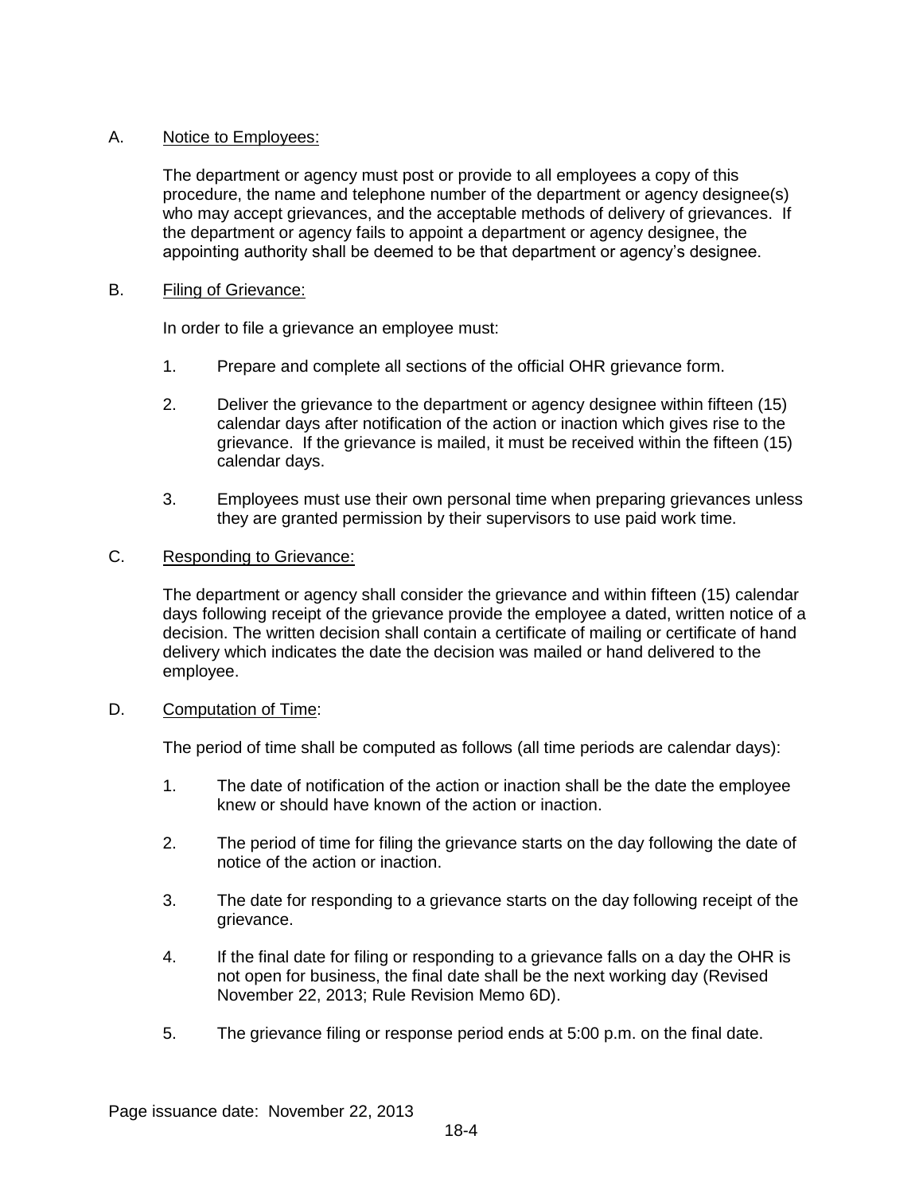A. <u>Notice to Employees:</u>

The department or agency must post or provide to all employees a copy of this procedure, the name and telephone number of the department or agency designee(s) who may accept grievances, and the acceptable methods of delivery of grievances. If the department or agency fails to appoint a department or agency designee, the appointing authority shall be deemed to be that department or agency's designee.

B. <u>Filing of Grievance:</u>

In order to file a grievance an employee must:

1. Prepare and complete all sections of the official OHR grievance form.

2. Deliver the grievance to the department or agency designee within fifteen (15) calendar days after notification of the action or inaction which gives rise to the grievance. If the grievance is mailed, it must be received within the fifteen (15) calendar days.

3. Employees must use their own personal time when preparing grievances unless they are granted permission by their supervisors to use paid work time.

C. <u>Responding to Grievance:</u>

The department or agency shall consider the grievance and within fifteen (15) calendar days following receipt of the grievance provide the employee a dated, written notice of a decision. The written decision shall contain a certificate of mailing or certificate of hand delivery which indicates the date the decision was mailed or hand delivered to the employee.

D. <u>Computation of Time</u>:

The period of time shall be computed as follows (all time periods are calendar days):

1. The date of notification of the action or inaction shall be the date the employee knew or should have known of the action or inaction.

2. The period of time for filing the grievance starts on the day following the date of notice of the action or inaction.

3. The date for responding to a grievance starts on the day following receipt of the grievance.

4. If the final date for filing or responding to a grievance falls on a day the OHR is not open for business, the final date shall be the next working day (Revised November 22, 2013; Rule Revision Memo 6D).

5. The grievance filing or response period ends at 5:00 p.m. on the final date.

Page issuance date: November 22, 2013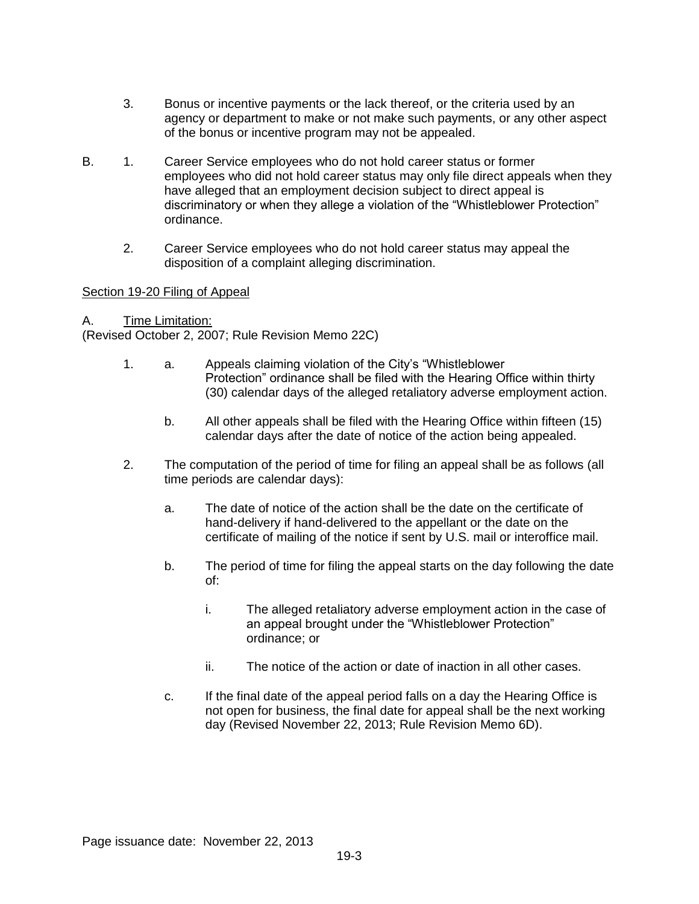3. Bonus or incentive payments or the lack thereof, or the criteria used by an agency or department to make or not make such payments, or any other aspect of the bonus or incentive program may not be appealed.

B. 1. Career Service employees who do not hold career status or former employees who did not hold career status may only file direct appeals when they have alleged that an employment decision subject to direct appeal is discriminatory or when they allege a violation of the "Whistleblower Protection" ordinance.

2. Career Service employees who do not hold career status may appeal the disposition of a complaint alleging discrimination.

<u>Section 19-20 Filing of Appeal</u>

A. <u>Time Limitation:</u>
(Revised October 2, 2007; Rule Revision Memo 22C)

1. a. Appeals claiming violation of the City's "Whistleblower Protection" ordinance shall be filed with the Hearing Office within thirty (30) calendar days of the alleged retaliatory adverse employment action.

   b. All other appeals shall be filed with the Hearing Office within fifteen (15) calendar days after the date of notice of the action being appealed.

2. The computation of the period of time for filing an appeal shall be as follows (all time periods are calendar days):

   a. The date of notice of the action shall be the date on the certificate of hand-delivery if hand-delivered to the appellant or the date on the certificate of mailing of the notice if sent by U.S. mail or interoffice mail.

   b. The period of time for filing the appeal starts on the day following the date of:

      i. The alleged retaliatory adverse employment action in the case of an appeal brought under the "Whistleblower Protection" ordinance; or

      ii. The notice of the action or date of inaction in all other cases.

   c. If the final date of the appeal period falls on a day the Hearing Office is not open for business, the final date for appeal shall be the next working day (Revised November 22, 2013; Rule Revision Memo 6D).

Page issuance date: November 22, 2013